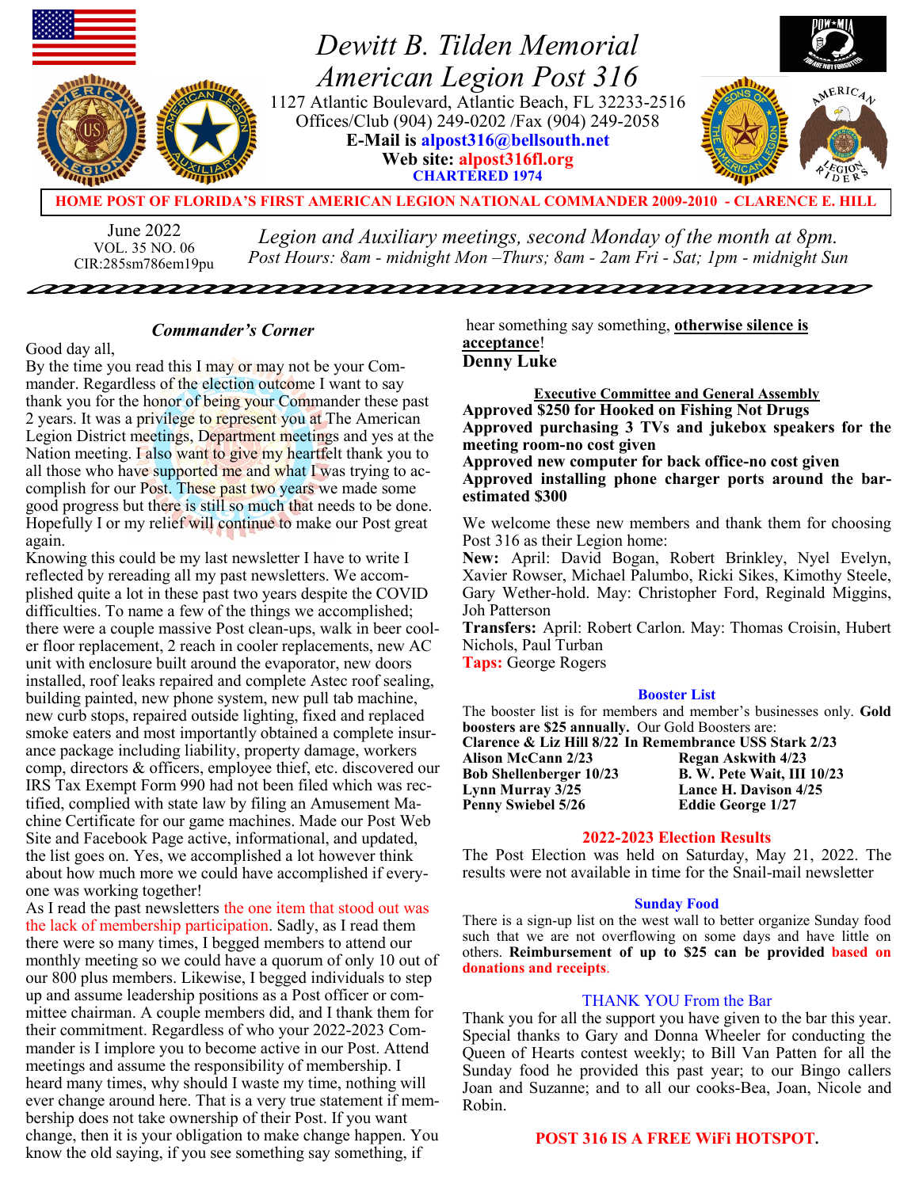# Dewitt B. Tilden Memorial American Legion Post 316

1127 Atlantic Boulevard, Atlantic Beach, FL 32233-2516
Offices/Club (904) 249-0202 /Fax (904) 249-2058
**E-Mail is alpost316@bellsouth.net**
**Web site: alpost316fl.org**
**CHARTERED 1974**

**HOME POST OF FLORIDA'S FIRST AMERICAN LEGION NATIONAL COMMANDER 2009-2010 - CLARENCE E. HILL**

June 2022
VOL. 35 NO. 06
CIR:285sm786em19pu

*Legion and Auxiliary meetings, second Monday of the month at 8pm.*
*Post Hours: 8am - midnight Mon –Thurs; 8am - 2am Fri - Sat; 1pm - midnight Sun*

## *Commander's Corner*

Good day all,

By the time you read this I may or may not be your Commander. Regardless of the election outcome I want to say thank you for the honor of being your Commander these past 2 years. It was a privilege to represent you at The American Legion District meetings, Department meetings and yes at the Nation meeting. I also want to give my heartfelt thank you to all those who have supported me and what I was trying to accomplish for our Post. These past two years we made some good progress but there is still so much that needs to be done. Hopefully I or my relief will continue to make our Post great again.

Knowing this could be my last newsletter I have to write I reflected by rereading all my past newsletters. We accomplished quite a lot in these past two years despite the COVID difficulties. To name a few of the things we accomplished; there were a couple massive Post clean-ups, walk in beer cooler floor replacement, 2 reach in cooler replacements, new AC unit with enclosure built around the evaporator, new doors installed, roof leaks repaired and complete Astec roof sealing, building painted, new phone system, new pull tab machine, new curb stops, repaired outside lighting, fixed and replaced smoke eaters and most importantly obtained a complete insurance package including liability, property damage, workers comp, directors & officers, employee thief, etc. discovered our IRS Tax Exempt Form 990 had not been filed which was rectified, complied with state law by filing an Amusement Machine Certificate for our game machines. Made our Post Web Site and Facebook Page active, informational, and updated, the list goes on. Yes, we accomplished a lot however think about how much more we could have accomplished if everyone was working together!

As I read the past newsletters the one item that stood out was the lack of membership participation. Sadly, as I read them there were so many times, I begged members to attend our monthly meeting so we could have a quorum of only 10 out of our 800 plus members. Likewise, I begged individuals to step up and assume leadership positions as a Post officer or committee chairman. A couple members did, and I thank them for their commitment. Regardless of who your 2022-2023 Commander is I implore you to become active in our Post. Attend meetings and assume the responsibility of membership. I heard many times, why should I waste my time, nothing will ever change around here. That is a very true statement if membership does not take ownership of their Post. If you want change, then it is your obligation to make change happen. You know the old saying, if you see something say something, if hear something say something, **otherwise silence is acceptance**!

**Denny Luke**

### Executive Committee and General Assembly

**Approved $250 for Hooked on Fishing Not Drugs**
**Approved purchasing 3 TVs and jukebox speakers for the meeting room-no cost given**
**Approved new computer for back office-no cost given**
**Approved installing phone charger ports around the bar-estimated $300**

We welcome these new members and thank them for choosing Post 316 as their Legion home:

**New:** April: David Bogan, Robert Brinkley, Nyel Evelyn, Xavier Rowser, Michael Palumbo, Ricki Sikes, Kimothy Steele, Gary Wether-hold. May: Christopher Ford, Reginald Miggins, Joh Patterson

**Transfers:** April: Robert Carlon. May: Thomas Croisin, Hubert Nichols, Paul Turban

**Taps:** George Rogers

### Booster List

The booster list is for members and member's businesses only. **Gold boosters are $25 annually.** Our Gold Boosters are:

**Clarence & Liz Hill 8/22 In Remembrance USS Stark 2/23**

| | |
|---|---|
| **Alison McCann 2/23** | **Regan Askwith 4/23** |
| **Bob Shellenberger 10/23** | **B. W. Pete Wait, III 10/23** |
| **Lynn Murray 3/25** | **Lance H. Davison 4/25** |
| **Penny Swiebel 5/26** | **Eddie George 1/27** |

### 2022-2023 Election Results

The Post Election was held on Saturday, May 21, 2022. The results were not available in time for the Snail-mail newsletter

### Sunday Food

There is a sign-up list on the west wall to better organize Sunday food such that we are not overflowing on some days and have little on others. **Reimbursement of up to $25 can be provided based on donations and receipts**.

### THANK YOU From the Bar

Thank you for all the support you have given to the bar this year. Special thanks to Gary and Donna Wheeler for conducting the Queen of Hearts contest weekly; to Bill Van Patten for all the Sunday food he provided this past year; to our Bingo callers Joan and Suzanne; and to all our cooks-Bea, Joan, Nicole and Robin.

**POST 316 IS A FREE WiFi HOTSPOT.**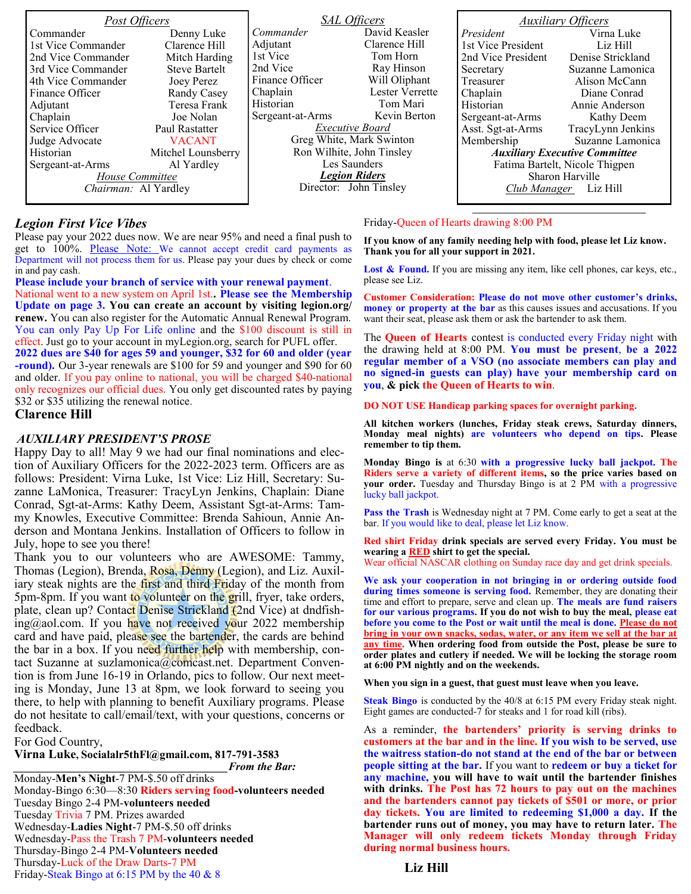| *Post Officers* | |
|---|---|
| Commander | Denny Luke |
| 1st Vice Commander | Clarence Hill |
| 2nd Vice Commander | Mitch Harding |
| 3rd Vice Commander | Steve Bartelt |
| 4th Vice Commander | Joey Perez |
| Finance Officer | Randy Casey |
| Adjutant | Teresa Frank |
| Chaplain | Joe Nolan |
| Service Officer | Paul Rastatter |
| Judge Advocate | VACANT |
| Historian | Mitchel Lounsberry |
| Sergeant-at-Arms | Al Yardley |

*House Committee*
*Chairman:* Al Yardley

| *SAL Officers* | |
|---|---|
| *Commander* | David Keasler |
| Adjutant | Clarence Hill |
| 1st Vice | Tom Horn |
| 2nd Vice | Ray Hinson |
| Finance Officer | Will Oliphant |
| Chaplain | Lester Verrette |
| Historian | Tom Mari |
| Sergeant-at-Arms | Kevin Berton |

*Executive Board*
Greg White, Mark Swinton
Ron Wilhite, John Tinsley
Les Saunders

***Legion Riders***
Director: John Tinsley

| *Auxiliary Officers* | |
|---|---|
| *President* | Virna Luke |
| 1st Vice President | Liz Hill |
| 2nd Vice President | Denise Strickland |
| Secretary | Suzanne Lamonica |
| Treasurer | Alison McCann |
| Chaplain | Diane Conrad |
| Historian | Annie Anderson |
| Sergeant-at-Arms | Kathy Deem |
| Asst. Sgt-at-Arms | TracyLynn Jenkins |
| Membership | Suzanne Lamonica |

***Auxiliary Executive Committee***
Fatima Bartelt, Nicole Thigpen
Sharon Harville

*Club Manager* Liz Hill

## *Legion First Vice Vibes*

Please pay your 2022 dues now. We are near 95% and need a final push to get to 100%. Please Note: We cannot accept credit card payments as Department will not process them for us. Please pay your dues by check or come in and pay cash.

**Please include your branch of service with your renewal payment**. National went to a new system on April 1st.. **Please see the Membership Update on page 3. You can create an account by visiting legion.org/renew.** You can also register for the Automatic Annual Renewal Program. You can only Pay Up For Life online and the $100 discount is still in effect. Just go to your account in myLegion.org, search for PUFL offer. **2022 dues are $40 for ages 59 and younger, $32 for 60 and older (year-round).** Our 3-year renewals are $100 for 59 and younger and $90 for 60 and older. If you pay online to national, you will be charged $40-national only recognizes our official dues. You only get discounted rates by paying $32 or $35 utilizing the renewal notice.

**Clarence Hill**

## *AUXILIARY PRESIDENT'S PROSE*

Happy Day to all! May 9 we had our final nominations and election of Auxiliary Officers for the 2022-2023 term. Officers are as follows: President: Virna Luke, 1st Vice: Liz Hill, Secretary: Suzanne LaMonica, Treasurer: TracyLyn Jenkins, Chaplain: Diane Conrad, Sgt-at-Arms: Kathy Deem, Assistant Sgt-at-Arms: Tammy Knowles, Executive Committee: Brenda Sahioun, Annie Anderson and Montana Jenkins. Installation of Officers to follow in July, hope to see you there!

Thank you to our volunteers who are AWESOME: Tammy, Thomas (Legion), Brenda, Rosa, Denny (Legion), and Liz. Auxiliary steak nights are the first and third Friday of the month from 5pm-8pm. If you want to volunteer on the grill, fryer, take orders, plate, clean up? Contact Denise Strickland (2nd Vice) at dndfishing@aol.com. If you have not received your 2022 membership card and have paid, please see the bartender, the cards are behind the bar in a box. If you need further help with membership, contact Suzanne at suzlamonica@comcast.net. Department Convention is from June 16-19 in Orlando, pics to follow. Our next meeting is Monday, June 13 at 8pm, we look forward to seeing you there, to help with planning to benefit Auxiliary programs. Please do not hesitate to call/email/text, with your questions, concerns or feedback.

For God Country,

**Virna Luke, Socialalr5thFl@gmail.com, 817-791-3583**

***From the Bar:***

Monday-**Men's Night**-7 PM-$.50 off drinks
Monday-Bingo 6:30—8:30 **Riders serving food-volunteers needed**
Tuesday Bingo 2-4 PM-**volunteers needed**
Tuesday Trivia 7 PM. Prizes awarded
Wednesday-**Ladies Night**-7 PM-$.50 off drinks
Wednesday-Pass the Trash 7 PM-**volunteers needed**
Thursday-Bingo 2-4 PM-**Volunteers needed**
Thursday-Luck of the Draw Darts-7 PM
Friday-Steak Bingo at 6:15 PM by the 40 & 8
Friday-Queen of Hearts drawing 8:00 PM

**If you know of any family needing help with food, please let Liz know. Thank you for all your support in 2021.**

**Lost & Found.** If you are missing any item, like cell phones, car keys, etc., please see Liz.

**Customer Consideration: Please do not move other customer's drinks, money or property at the bar** as this causes issues and accusations. If you want their seat, please ask them or ask the bartender to ask them.

The **Queen of Hearts** contest is conducted every Friday night with the drawing held at 8:00 PM. **You must be present, be a 2022 regular member of a VSO (no associate members can play and no signed-in guests can play) have your membership card on you, & pick the Queen of Hearts to win**.

**DO NOT USE Handicap parking spaces for overnight parking.**

**All kitchen workers (lunches, Friday steak crews, Saturday dinners, Monday meal nights) are volunteers who depend on tips. Please remember to tip them.**

**Monday Bingo is** at 6:30 **with a progressive lucky ball jackpot. The Riders serve a variety of different items, so the price varies based on your order.** Tuesday and Thursday Bingo is at 2 PM with a progressive lucky ball jackpot.

**Pass the Trash** is Wednesday night at 7 PM. Come early to get a seat at the bar. If you would like to deal, please let Liz know.

**Red shirt Friday drink specials are served every Friday. You must be wearing a RED shirt to get the special.**
Wear official NASCAR clothing on Sunday race day and get drink specials.

**We ask your cooperation in not bringing in or ordering outside food during times someone is serving food.** Remember, they are donating their time and effort to prepare, serve and clean up. **The meals are fund raisers for our various programs. If you do not wish to buy the meal, please eat before you come to the Post or wait until the meal is done. Please do not bring in your own snacks, sodas, water, or any item we sell at the bar at any time. When ordering food from outside the Post, please be sure to order plates and cutlery if needed. We will be locking the storage room at 6:00 PM nightly and on the weekends.**

**When you sign in a guest, that guest must leave when you leave.**

**Steak Bingo** is conducted by the 40/8 at 6:15 PM every Friday steak night. Eight games are conducted-7 for steaks and 1 for road kill (ribs).

As a reminder, **the bartenders' priority is serving drinks to customers at the bar and in the line. If you wish to be served, use the waitress station-do not stand at the end of the bar or between people sitting at the bar.** If you want to **redeem or buy a ticket for any machine, you will have to wait until the bartender finishes with drinks. The Post has 72 hours to pay out on the machines and the bartenders cannot pay tickets of $501 or more, or prior day tickets. You are limited to redeeming $1,000 a day. If the bartender runs out of money, you may have to return later. The Manager will only redeem tickets Monday through Friday during normal business hours.**

**Liz Hill**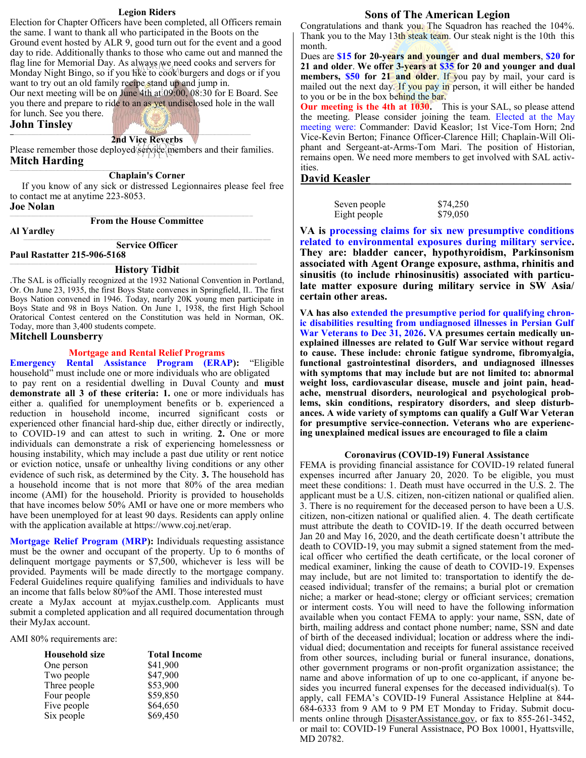## Legion Riders

Election for Chapter Officers have been completed, all Officers remain the same. I want to thank all who participated in the Boots on the Ground event hosted by ALR 9, good turn out for the event and a good day to ride. Additionally thanks to those who came out and manned the flag line for Memorial Day. As always we need cooks and servers for Monday Night Bingo, so if you like to cook burgers and dogs or if you want to try out an old family recipe stand up and jump in.

Our next meeting will be on June 4th at 09:00, 08:30 for E Board. See you there and prepare to ride to an as yet undisclosed hole in the wall for lunch. See you there.

**John Tinsley**

## 2nd Vice Reverbs

Please remember those deployed service members and their families.

**Mitch Harding**

## Chaplain's Corner

If you know of any sick or distressed Legionnaires please feel free to contact me at anytime 223-8053.

**Joe Nolan**

## From the House Committee

**Al Yardley**

## Service Officer

**Paul Rastatter 215-906-5168**

## History Tidbit

.The SAL is officially recognized at the 1932 National Convention in Portland, Or. On June 23, 1935, the first Boys State convenes in Springfield, Il.. The first Boys Nation convened in 1946. Today, nearly 20K young men participate in Boys State and 98 in Boys Nation. On June 1, 1938, the first High School Oratorical Contest centered on the Constitution was held in Norman, OK. Today, more than 3,400 students compete.

**Mitchell Lounsberry**

## Mortgage and Rental Relief Programs

**Emergency Rental Assistance Program (ERAP):** "Eligible household" must include one or more individuals who are obligated to pay rent on a residential dwelling in Duval County and **must demonstrate all 3 of these criteria: 1.** one or more individuals has either a. qualified for unemployment benefits or b. experienced a reduction in household income, incurred significant costs or experienced other financial hard-ship due, either directly or indirectly, to COVID-19 and can attest to such in writing. **2.** One or more individuals can demonstrate a risk of experiencing homelessness or housing instability, which may include a past due utility or rent notice or eviction notice, unsafe or unhealthy living conditions or any other evidence of such risk, as determined by the City. **3.** The household has a household income that is not more that 80% of the area median income (AMI) for the household. Priority is provided to households that have incomes below 50% AMI or have one or more members who have been unemployed for at least 90 days. Residents can apply online with the application available at https://www.coj.net/erap.

**Mortgage Relief Program (MRP):** Individuals requesting assistance must be the owner and occupant of the property. Up to 6 months of delinquent mortgage payments or $7,500, whichever is less will be provided. Payments will be made directly to the mortgage company. Federal Guidelines require qualifying families and individuals to have an income that falls below 80%of the AMI. Those interested must create a MyJax account at myjax.custhelp.com. Applicants must submit a completed application and all required documentation through their MyJax account.

AMI 80% requirements are:

| Household size | Total Income |
|---|---|
| One person | $41,900 |
| Two people | $47,900 |
| Three people | $53,900 |
| Four people | $59,850 |
| Five people | $64,650 |
| Six people | $69,450 |
| Seven people | $74,250 |
| Eight people | $79,050 |

## Sons of The American Legion

Congratulations and thank you. The Squadron has reached the 104%. Thank you to the May 13th steak team. Our steak night is the 10th this month.

Dues are **$15 for 20-years and younger and dual members**, **$20 for 21 and older**. **We offer 3-years at $35 for 20 and younger and dual members, $50 for 21 and older**. If you pay by mail, your card is mailed out the next day. If you pay in person, it will either be handed to you or be in the box behind the bar.

**Our meeting is the 4th at 1030.** This is your SAL, so please attend the meeting. Please consider joining the team. Elected at the May meeting were: Commander: David Keaslor; 1st Vice-Tom Horn; 2nd Vice-Kevin Berton; Finance Officer-Clarence Hill; Chaplain-Will Oliphant and Sergeant-at-Arms-Tom Mari. The position of Historian, remains open. We need more members to get involved with SAL activities.

**David Keasler**

**VA is processing claims for six new presumptive conditions related to environmental exposures during military service. They are: bladder cancer, hypothyroidism, Parkinsonism associated with Agent Orange exposure, asthma, rhinitis and sinusitis (to include rhinosinusitis) associated with particulate matter exposure during military service in SW Asia/ certain other areas.**

**VA has also extended the presumptive period for qualifying chronic disabilities resulting from undiagnosed illnesses in Persian Gulf War Veterans to Dec 31, 2026. VA presumes certain medically unexplained illnesses are related to Gulf War service without regard to cause. These include: chronic fatigue syndrome, fibromyalgia, functional gastrointestinal disorders, and undiagnosed illnesses with symptoms that may include but are not limited to: abnormal weight loss, cardiovascular disease, muscle and joint pain, headache, menstrual disorders, neurological and psychological problems, skin conditions, respiratory disorders, and sleep disturbances. A wide variety of symptoms can qualify a Gulf War Veteran for presumptive service-connection. Veterans who are experiencing unexplained medical issues are encouraged to file a claim**

## Coronavirus (COVID-19) Funeral Assistance

FEMA is providing financial assistance for COVID-19 related funeral expenses incurred after January 20, 2020. To be eligible, you must meet these conditions: 1. Death must have occurred in the U.S. 2. The applicant must be a U.S. citizen, non-citizen national or qualified alien. 3. There is no requirement for the deceased person to have been a U.S. citizen, non-citizen national or qualified alien. 4. The death certificate must attribute the death to COVID-19. If the death occurred between Jan 20 and May 16, 2020, and the death certificate doesn't attribute the death to COVID-19, you may submit a signed statement from the medical officer who certified the death certificate, or the local coroner of medical examiner, linking the cause of death to COVID-19. Expenses may include, but are not limited to: transportation to identify the deceased individual; transfer of the remains; a burial plot or cremation niche; a marker or head-stone; clergy or officiant services; cremation or interment costs. You will need to have the following information available when you contact FEMA to apply: your name, SSN, date of birth, mailing address and contact phone number; name, SSN and date of birth of the deceased individual; location or address where the individual died; documentation and receipts for funeral assistance received from other sources, including burial or funeral insurance, donations, other government programs or non-profit organization assistance; the name and above information of up to one co-applicant, if anyone besides you incurred funeral expenses for the deceased individual(s). To apply, call FEMA's COVID-19 Funeral Assistance Helpline at 844-684-6333 from 9 AM to 9 PM ET Monday to Friday. Submit documents online through DisasterAssistance.gov, or fax to 855-261-3452, or mail to: COVID-19 Funeral Assistnace, PO Box 10001, Hyattsville, MD 20782.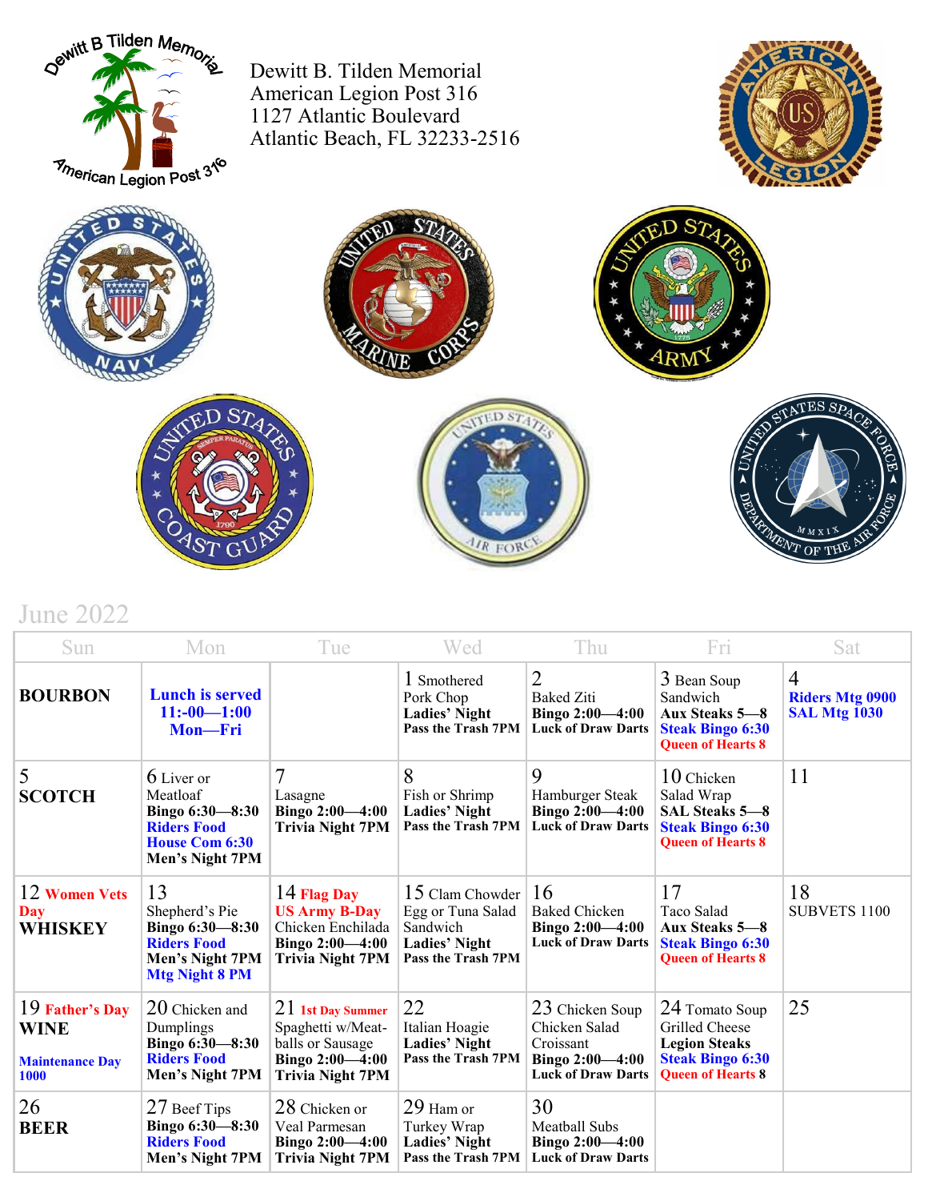Dewitt B. Tilden Memorial
American Legion Post 316
1127 Atlantic Boulevard
Atlantic Beach, FL 32233-2516

## June 2022

| Sun | Mon | Tue | Wed | Thu | Fri | Sat |
|---|---|---|---|---|---|---|
| **BOURBON** | **Lunch is served 11:-00—1:00 Mon—Fri** | | 1 Smothered Pork Chop **Ladies' Night** **Pass the Trash 7PM** | 2 Baked Ziti **Bingo 2:00—4:00** **Luck of Draw Darts** | 3 Bean Soup Sandwich **Aux Steaks 5—8** **Steak Bingo 6:30** **Queen of Hearts 8** | 4 **Riders Mtg 0900** **SAL Mtg 1030** |
| 5 **SCOTCH** | 6 Liver or Meatloaf **Bingo 6:30—8:30** **Riders Food** **House Com 6:30** **Men's Night 7PM** | 7 Lasagne **Bingo 2:00—4:00** **Trivia Night 7PM** | 8 Fish or Shrimp **Ladies' Night** **Pass the Trash 7PM** | 9 Hamburger Steak **Bingo 2:00—4:00** **Luck of Draw Darts** | 10 Chicken Salad Wrap **SAL Steaks 5—8** **Steak Bingo 6:30** **Queen of Hearts 8** | 11 |
| 12 **Women Vets Day** **WHISKEY** | 13 Shepherd's Pie **Bingo 6:30—8:30** **Riders Food** **Men's Night 7PM** **Mtg Night 8 PM** | 14 **Flag Day** **US Army B-Day** Chicken Enchilada **Bingo 2:00—4:00** **Trivia Night 7PM** | 15 Clam Chowder Egg or Tuna Salad Sandwich **Ladies' Night** **Pass the Trash 7PM** | 16 Baked Chicken **Bingo 2:00—4:00** **Luck of Draw Darts** | 17 Taco Salad **Aux Steaks 5—8** **Steak Bingo 6:30** **Queen of Hearts 8** | 18 SUBVETS 1100 |
| 19 **Father's Day** **WINE** **Maintenance Day 1000** | 20 Chicken and Dumplings **Bingo 6:30—8:30** **Riders Food** **Men's Night 7PM** | 21 **1st Day Summer** Spaghetti w/Meat-balls or Sausage **Bingo 2:00—4:00** **Trivia Night 7PM** | 22 Italian Hoagie **Ladies' Night** **Pass the Trash 7PM** | 23 Chicken Soup Chicken Salad Croissant **Bingo 2:00—4:00** **Luck of Draw Darts** | 24 Tomato Soup Grilled Cheese **Legion Steaks** **Steak Bingo 6:30** **Queen of Hearts 8** | 25 |
| 26 **BEER** | 27 Beef Tips **Bingo 6:30—8:30** **Riders Food** **Men's Night 7PM** | 28 Chicken or Veal Parmesan **Bingo 2:00—4:00** **Trivia Night 7PM** | 29 Ham or Turkey Wrap **Ladies' Night** **Pass the Trash 7PM** | 30 Meatball Subs **Bingo 2:00—4:00** **Luck of Draw Darts** | | |